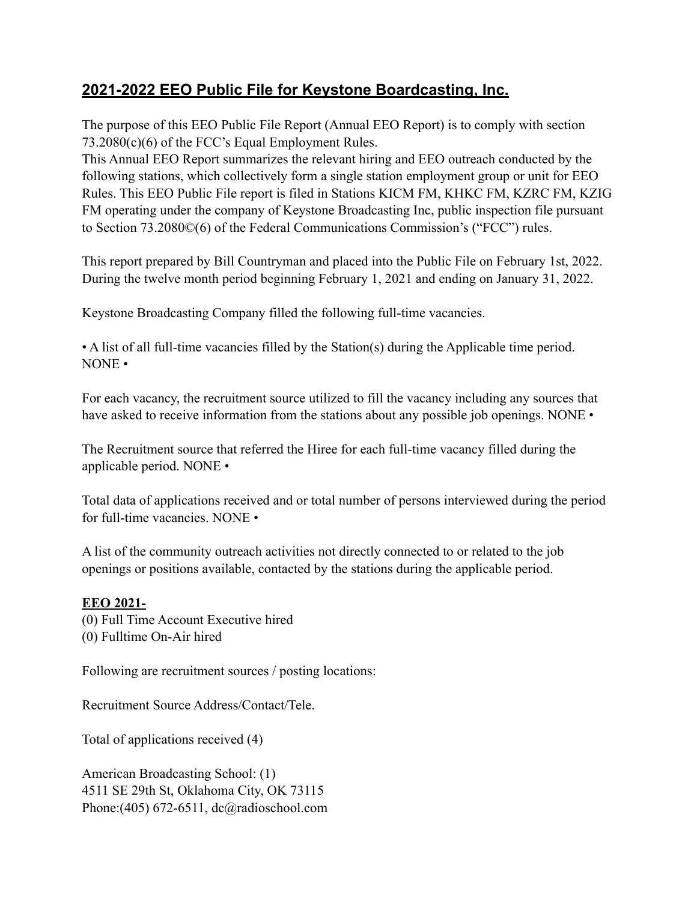## 2021-2022 EEO Public File for Keystone Boardcasting, Inc.

The purpose of this EEO Public File Report (Annual EEO Report) is to comply with section 73.2080(c)(6) of the FCC's Equal Employment Rules.
This Annual EEO Report summarizes the relevant hiring and EEO outreach conducted by the following stations, which collectively form a single station employment group or unit for EEO Rules. This EEO Public File report is filed in Stations KICM FM, KHKC FM, KZRC FM, KZIG FM operating under the company of Keystone Broadcasting Inc, public inspection file pursuant to Section 73.2080©(6) of the Federal Communications Commission's ("FCC") rules.

This report prepared by Bill Countryman and placed into the Public File on February 1st, 2022. During the twelve month period beginning February 1, 2021 and ending on January 31, 2022.

Keystone Broadcasting Company filled the following full-time vacancies.

• A list of all full-time vacancies filled by the Station(s) during the Applicable time period. NONE •

For each vacancy, the recruitment source utilized to fill the vacancy including any sources that have asked to receive information from the stations about any possible job openings. NONE •

The Recruitment source that referred the Hiree for each full-time vacancy filled during the applicable period. NONE •

Total data of applications received and or total number of persons interviewed during the period for full-time vacancies. NONE •

A list of the community outreach activities not directly connected to or related to the job openings or positions available, contacted by the stations during the applicable period.

**EEO 2021-**
(0) Full Time Account Executive hired
(0) Fulltime On-Air hired

Following are recruitment sources / posting locations:

Recruitment Source Address/Contact/Tele.

Total of applications received (4)

American Broadcasting School: (1)
4511 SE 29th St, Oklahoma City, OK 73115
Phone:(405) 672-6511, dc@radioschool.com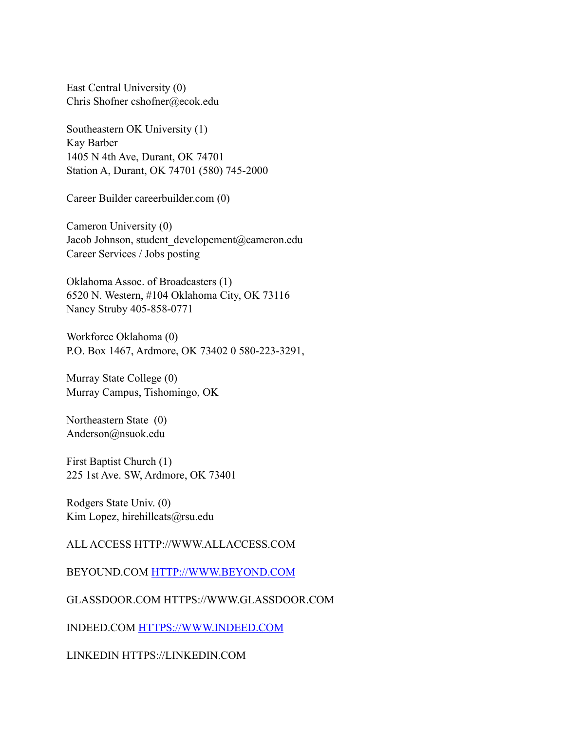East Central University (0)
Chris Shofner cshofner@ecok.edu

Southeastern OK University (1)
Kay Barber
1405 N 4th Ave, Durant, OK 74701
Station A, Durant, OK 74701 (580) 745-2000

Career Builder careerbuilder.com (0)

Cameron University (0)
Jacob Johnson, student_developement@cameron.edu
Career Services / Jobs posting

Oklahoma Assoc. of Broadcasters (1)
6520 N. Western, #104 Oklahoma City, OK 73116
Nancy Struby 405-858-0771

Workforce Oklahoma (0)
P.O. Box 1467, Ardmore, OK 73402 0 580-223-3291,

Murray State College (0)
Murray Campus, Tishomingo, OK

Northeastern State (0)
Anderson@nsuok.edu

First Baptist Church (1)
225 1st Ave. SW, Ardmore, OK 73401

Rodgers State Univ. (0)
Kim Lopez, hirehillcats@rsu.edu

ALL ACCESS HTTP://WWW.ALLACCESS.COM

BEYOUND.COM [HTTP://WWW.BEYOND.COM](HTTP://WWW.BEYOND.COM)

GLASSDOOR.COM HTTPS://WWW.GLASSDOOR.COM

INDEED.COM [HTTPS://WWW.INDEED.COM](HTTPS://WWW.INDEED.COM)

LINKEDIN HTTPS://LINKEDIN.COM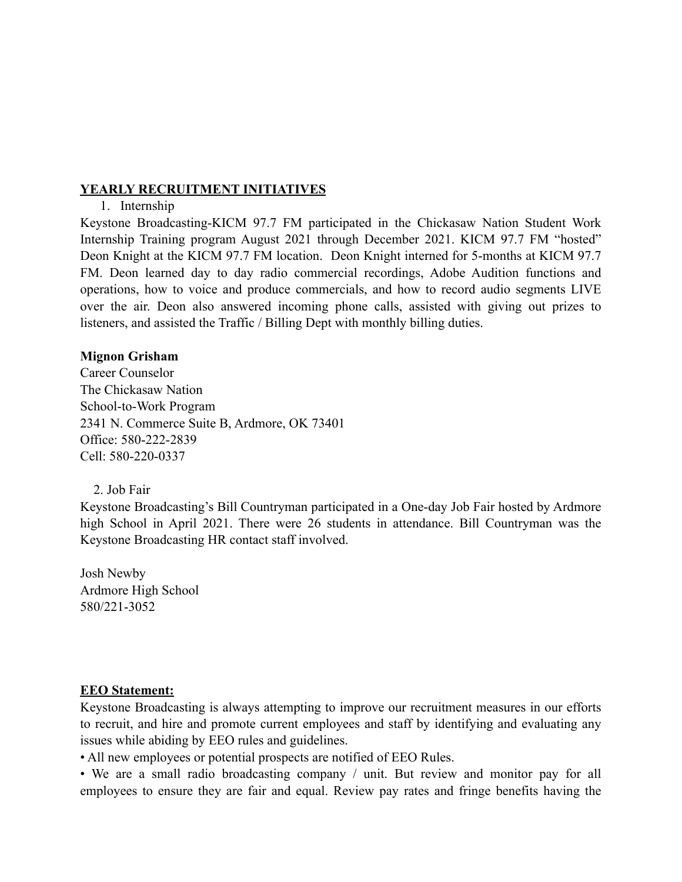## **YEARLY RECRUITMENT INITIATIVES**

1. Internship

Keystone Broadcasting-KICM 97.7 FM participated in the Chickasaw Nation Student Work Internship Training program August 2021 through December 2021. KICM 97.7 FM "hosted" Deon Knight at the KICM 97.7 FM location. Deon Knight interned for 5-months at KICM 97.7 FM. Deon learned day to day radio commercial recordings, Adobe Audition functions and operations, how to voice and produce commercials, and how to record audio segments LIVE over the air. Deon also answered incoming phone calls, assisted with giving out prizes to listeners, and assisted the Traffic / Billing Dept with monthly billing duties.

**Mignon Grisham**
Career Counselor
The Chickasaw Nation
School-to-Work Program
2341 N. Commerce Suite B, Ardmore, OK 73401
Office: 580-222-2839
Cell: 580-220-0337

2. Job Fair

Keystone Broadcasting's Bill Countryman participated in a One-day Job Fair hosted by Ardmore high School in April 2021. There were 26 students in attendance. Bill Countryman was the Keystone Broadcasting HR contact staff involved.

Josh Newby
Ardmore High School
580/221-3052

## **EEO Statement:**

Keystone Broadcasting is always attempting to improve our recruitment measures in our efforts to recruit, and hire and promote current employees and staff by identifying and evaluating any issues while abiding by EEO rules and guidelines.

- All new employees or potential prospects are notified of EEO Rules.
- We are a small radio broadcasting company / unit. But review and monitor pay for all employees to ensure they are fair and equal. Review pay rates and fringe benefits having the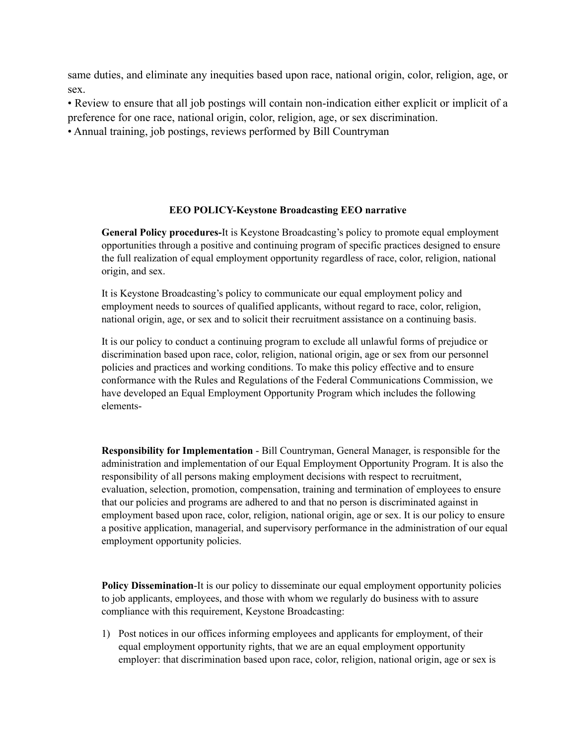same duties, and eliminate any inequities based upon race, national origin, color, religion, age, or sex.

• Review to ensure that all job postings will contain non-indication either explicit or implicit of a preference for one race, national origin, color, religion, age, or sex discrimination.

• Annual training, job postings, reviews performed by Bill Countryman

**EEO POLICY-Keystone Broadcasting EEO narrative**

**General Policy procedures-**It is Keystone Broadcasting's policy to promote equal employment opportunities through a positive and continuing program of specific practices designed to ensure the full realization of equal employment opportunity regardless of race, color, religion, national origin, and sex.

It is Keystone Broadcasting's policy to communicate our equal employment policy and employment needs to sources of qualified applicants, without regard to race, color, religion, national origin, age, or sex and to solicit their recruitment assistance on a continuing basis.

It is our policy to conduct a continuing program to exclude all unlawful forms of prejudice or discrimination based upon race, color, religion, national origin, age or sex from our personnel policies and practices and working conditions. To make this policy effective and to ensure conformance with the Rules and Regulations of the Federal Communications Commission, we have developed an Equal Employment Opportunity Program which includes the following elements-

**Responsibility for Implementation** - Bill Countryman, General Manager, is responsible for the administration and implementation of our Equal Employment Opportunity Program. It is also the responsibility of all persons making employment decisions with respect to recruitment, evaluation, selection, promotion, compensation, training and termination of employees to ensure that our policies and programs are adhered to and that no person is discriminated against in employment based upon race, color, religion, national origin, age or sex. It is our policy to ensure a positive application, managerial, and supervisory performance in the administration of our equal employment opportunity policies.

**Policy Dissemination**-It is our policy to disseminate our equal employment opportunity policies to job applicants, employees, and those with whom we regularly do business with to assure compliance with this requirement, Keystone Broadcasting:

1) Post notices in our offices informing employees and applicants for employment, of their equal employment opportunity rights, that we are an equal employment opportunity employer: that discrimination based upon race, color, religion, national origin, age or sex is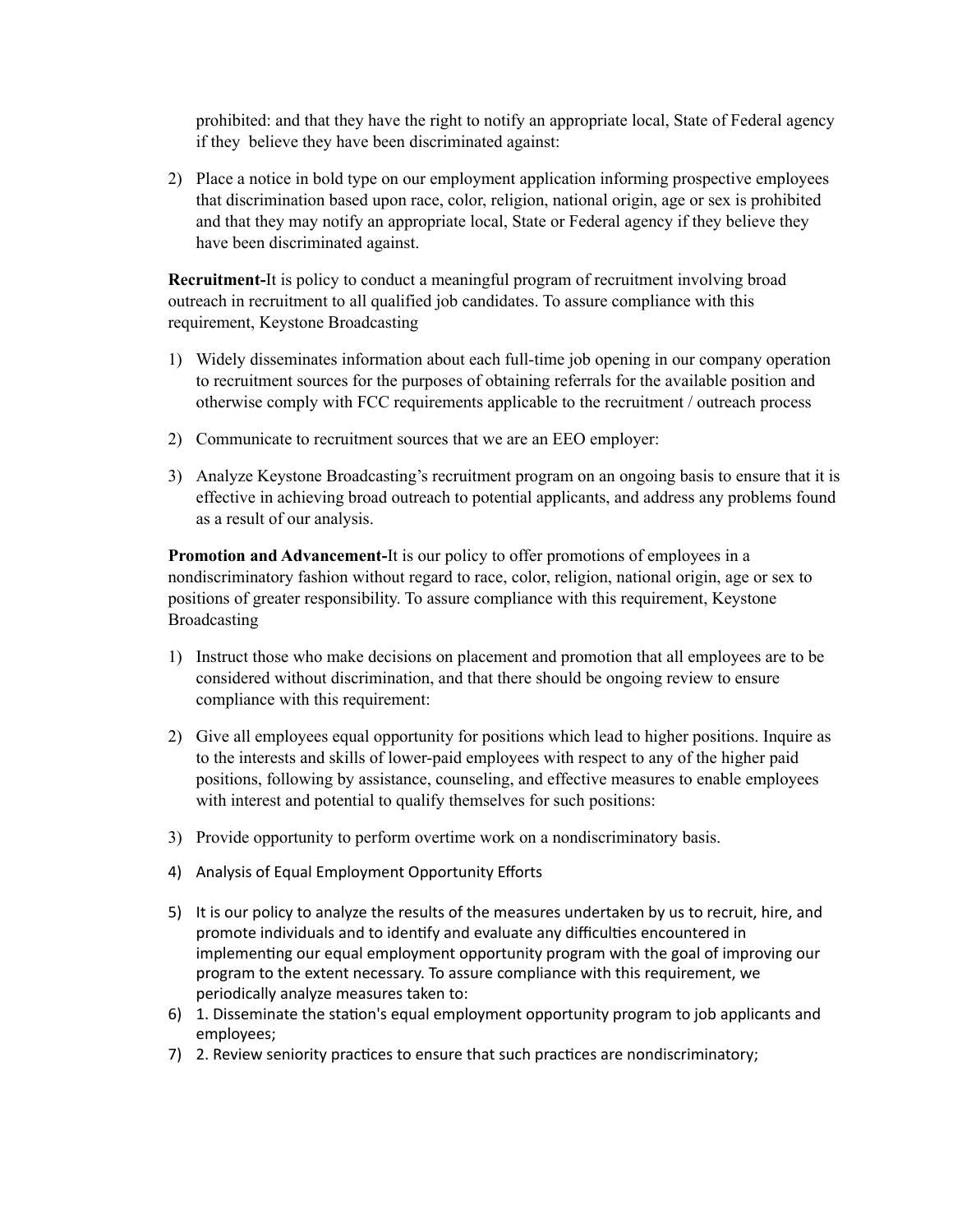prohibited: and that they have the right to notify an appropriate local, State of Federal agency if they believe they have been discriminated against:

2) Place a notice in bold type on our employment application informing prospective employees that discrimination based upon race, color, religion, national origin, age or sex is prohibited and that they may notify an appropriate local, State or Federal agency if they believe they have been discriminated against.

**Recruitment-**It is policy to conduct a meaningful program of recruitment involving broad outreach in recruitment to all qualified job candidates. To assure compliance with this requirement, Keystone Broadcasting

1) Widely disseminates information about each full-time job opening in our company operation to recruitment sources for the purposes of obtaining referrals for the available position and otherwise comply with FCC requirements applicable to the recruitment / outreach process
2) Communicate to recruitment sources that we are an EEO employer:
3) Analyze Keystone Broadcasting's recruitment program on an ongoing basis to ensure that it is effective in achieving broad outreach to potential applicants, and address any problems found as a result of our analysis.

**Promotion and Advancement-**It is our policy to offer promotions of employees in a nondiscriminatory fashion without regard to race, color, religion, national origin, age or sex to positions of greater responsibility. To assure compliance with this requirement, Keystone Broadcasting

1) Instruct those who make decisions on placement and promotion that all employees are to be considered without discrimination, and that there should be ongoing review to ensure compliance with this requirement:
2) Give all employees equal opportunity for positions which lead to higher positions. Inquire as to the interests and skills of lower-paid employees with respect to any of the higher paid positions, following by assistance, counseling, and effective measures to enable employees with interest and potential to qualify themselves for such positions:
3) Provide opportunity to perform overtime work on a nondiscriminatory basis.
4) Analysis of Equal Employment Opportunity Efforts
5) It is our policy to analyze the results of the measures undertaken by us to recruit, hire, and promote individuals and to identify and evaluate any difficulties encountered in implementing our equal employment opportunity program with the goal of improving our program to the extent necessary. To assure compliance with this requirement, we periodically analyze measures taken to:
6) 1. Disseminate the station's equal employment opportunity program to job applicants and employees;
7) 2. Review seniority practices to ensure that such practices are nondiscriminatory;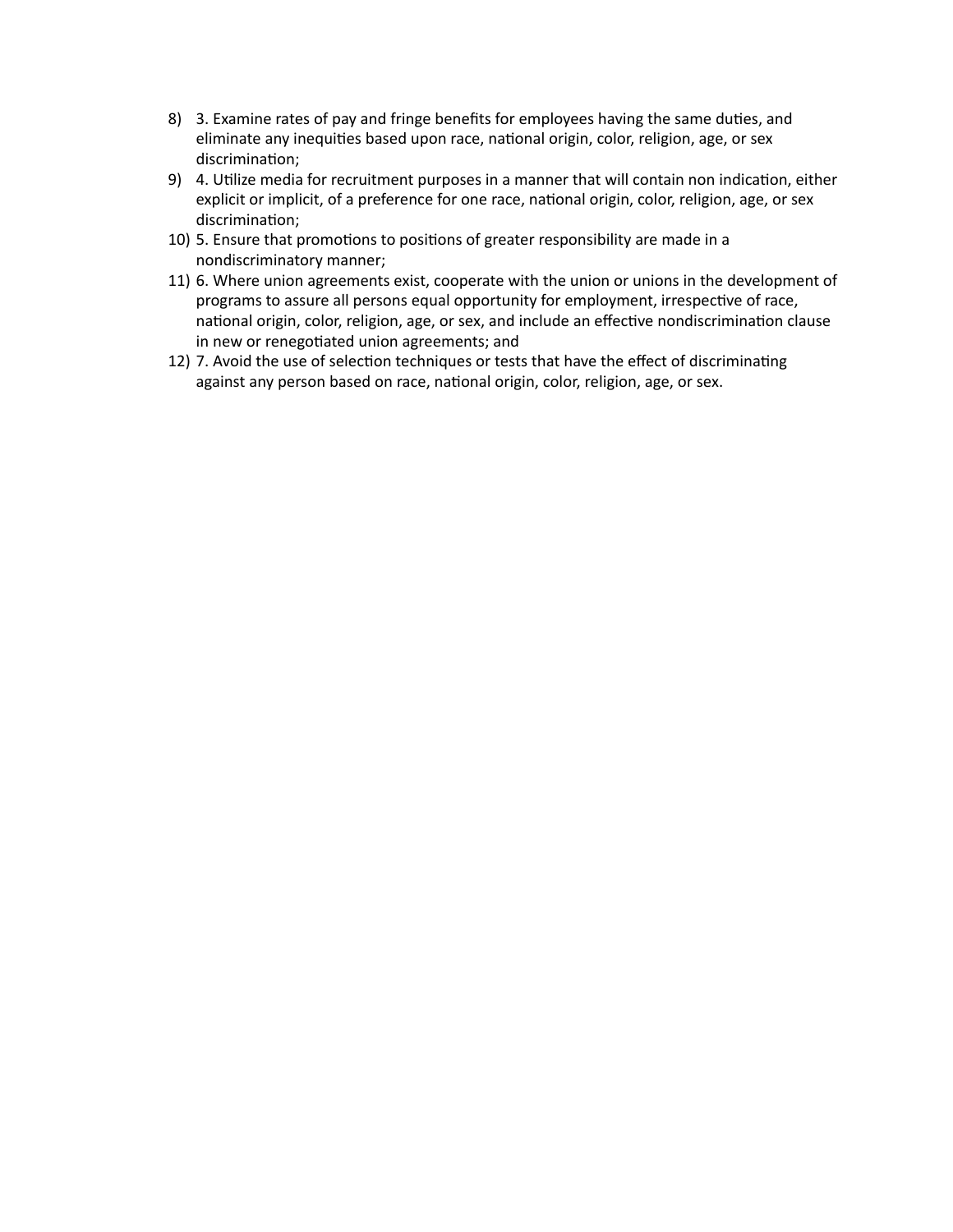8) 3. Examine rates of pay and fringe benefits for employees having the same duties, and eliminate any inequities based upon race, national origin, color, religion, age, or sex discrimination;
9) 4. Utilize media for recruitment purposes in a manner that will contain non indication, either explicit or implicit, of a preference for one race, national origin, color, religion, age, or sex discrimination;
10) 5. Ensure that promotions to positions of greater responsibility are made in a nondiscriminatory manner;
11) 6. Where union agreements exist, cooperate with the union or unions in the development of programs to assure all persons equal opportunity for employment, irrespective of race, national origin, color, religion, age, or sex, and include an effective nondiscrimination clause in new or renegotiated union agreements; and
12) 7. Avoid the use of selection techniques or tests that have the effect of discriminating against any person based on race, national origin, color, religion, age, or sex.